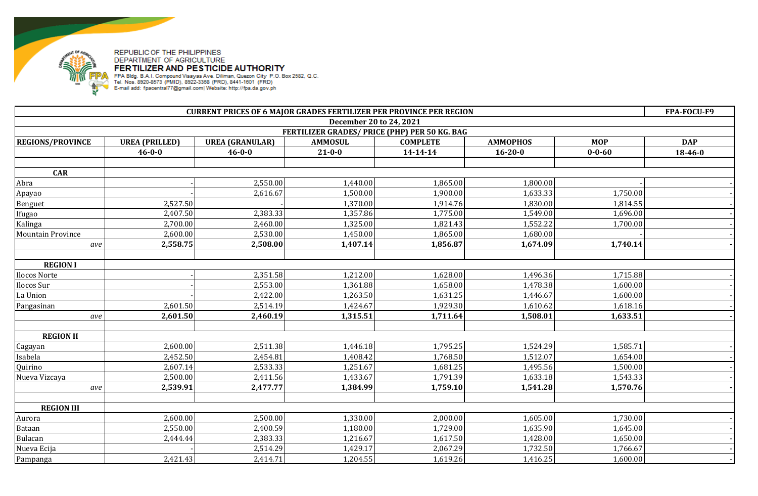REPUBLIC OF THE PHILIPPINES
DEPARTMENT OF AGRICULTURE
**FERTILIZER AND PESTICIDE AUTHORITY**
FPA Bldg. B.A.I. Compound Visayas Ave. Diliman, Quezon City P.O. Box 2582, Q.C.
Tel. Nos. 8920-8573 (PMID), 8922-3368 (PRD), 8441-1601 (FRD)
E-mail add: fpacentral77@gmail.com| Website: http://fpa.da.gov.ph

| CURRENT PRICES OF 6 MAJOR GRADES FERTILIZER PER PROVINCE PER REGION | | | | | | | FPA-FOCU-F9 |
|---|---|---|---|---|---|---|---|
| December 20 to 24, 2021 | | | | | | | |
| FERTILIZER GRADES/ PRICE (PHP) PER 50 KG. BAG | | | | | | | |
| **REGIONS/PROVINCE** | **UREA (PRILLED)** | **UREA (GRANULAR)** | **AMMOSUL** | **COMPLETE** | **AMMOPHOS** | **MOP** | **DAP** |
| | **46-0-0** | **46-0-0** | **21-0-0** | **14-14-14** | **16-20-0** | **0-0-60** | **18-46-0** |
| | | | | | | | |
| **CAR** | | | | | | | |
| Abra | - | 2,550.00 | 1,440.00 | 1,865.00 | 1,800.00 | - | - |
| Apayao | - | 2,616.67 | 1,500.00 | 1,900.00 | 1,633.33 | 1,750.00 | - |
| Benguet | 2,527.50 | - | 1,370.00 | 1,914.76 | 1,830.00 | 1,814.55 | - |
| Ifugao | 2,407.50 | 2,383.33 | 1,357.86 | 1,775.00 | 1,549.00 | 1,696.00 | - |
| Kalinga | 2,700.00 | 2,460.00 | 1,325.00 | 1,821.43 | 1,552.22 | 1,700.00 | - |
| Mountain Province | 2,600.00 | 2,530.00 | 1,450.00 | 1,865.00 | 1,680.00 | - | - |
| *ave* | **2,558.75** | **2,508.00** | **1,407.14** | **1,856.87** | **1,674.09** | **1,740.14** | **-** |
| | | | | | | | |
| **REGION I** | | | | | | | |
| Ilocos Norte | - | 2,351.58 | 1,212.00 | 1,628.00 | 1,496.36 | 1,715.88 | - |
| Ilocos Sur | - | 2,553.00 | 1,361.88 | 1,658.00 | 1,478.38 | 1,600.00 | - |
| La Union | - | 2,422.00 | 1,263.50 | 1,631.25 | 1,446.67 | 1,600.00 | - |
| Pangasinan | 2,601.50 | 2,514.19 | 1,424.67 | 1,929.30 | 1,610.62 | 1,618.16 | - |
| *ave* | **2,601.50** | **2,460.19** | **1,315.51** | **1,711.64** | **1,508.01** | **1,633.51** | **-** |
| | | | | | | | |
| **REGION II** | | | | | | | |
| Cagayan | 2,600.00 | 2,511.38 | 1,446.18 | 1,795.25 | 1,524.29 | 1,585.71 | - |
| Isabela | 2,452.50 | 2,454.81 | 1,408.42 | 1,768.50 | 1,512.07 | 1,654.00 | - |
| Quirino | 2,607.14 | 2,533.33 | 1,251.67 | 1,681.25 | 1,495.56 | 1,500.00 | - |
| Nueva Vizcaya | 2,500.00 | 2,411.56 | 1,433.67 | 1,791.39 | 1,633.18 | 1,543.33 | - |
| *ave* | **2,539.91** | **2,477.77** | **1,384.99** | **1,759.10** | **1,541.28** | **1,570.76** | **-** |
| | | | | | | | |
| **REGION III** | | | | | | | |
| Aurora | 2,600.00 | 2,500.00 | 1,330.00 | 2,000.00 | 1,605.00 | 1,730.00 | - |
| Bataan | 2,550.00 | 2,400.59 | 1,180.00 | 1,729.00 | 1,635.90 | 1,645.00 | - |
| Bulacan | 2,444.44 | 2,383.33 | 1,216.67 | 1,617.50 | 1,428.00 | 1,650.00 | - |
| Nueva Ecija | - | 2,514.29 | 1,429.17 | 2,067.29 | 1,732.50 | 1,766.67 | - |
| Pampanga | 2,421.43 | 2,414.71 | 1,204.55 | 1,619.26 | 1,416.25 | 1,600.00 | - |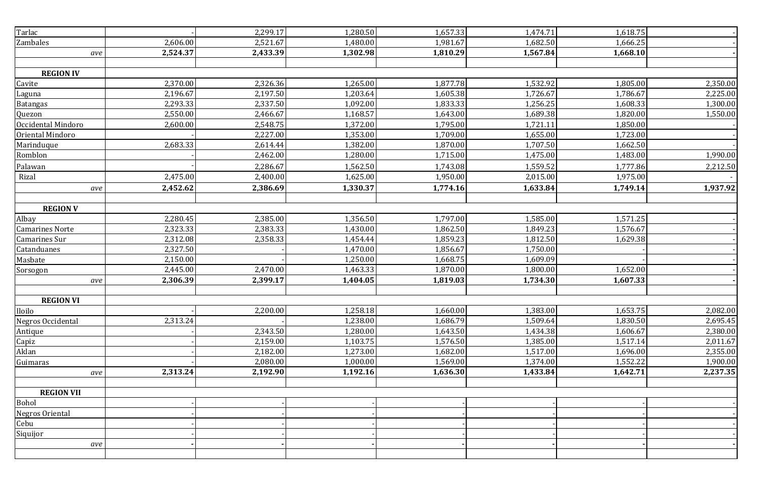| | | | | | | | |
|---|---|---|---|---|---|---|---|
| Tarlac | - | 2,299.17 | 1,280.50 | 1,657.33 | 1,474.71 | 1,618.75 | - |
| Zambales | 2,606.00 | 2,521.67 | 1,480.00 | 1,981.67 | 1,682.50 | 1,666.25 | - |
| *ave* | **2,524.37** | **2,433.39** | **1,302.98** | **1,810.29** | **1,567.84** | **1,668.10** | **-** |
| | | | | | | | |
| **REGION IV** | | | | | | | |
| Cavite | 2,370.00 | 2,326.36 | 1,265.00 | 1,877.78 | 1,532.92 | 1,805.00 | 2,350.00 |
| Laguna | 2,196.67 | 2,197.50 | 1,203.64 | 1,605.38 | 1,726.67 | 1,786.67 | 2,225.00 |
| Batangas | 2,293.33 | 2,337.50 | 1,092.00 | 1,833.33 | 1,256.25 | 1,608.33 | 1,300.00 |
| Quezon | 2,550.00 | 2,466.67 | 1,168.57 | 1,643.00 | 1,689.38 | 1,820.00 | 1,550.00 |
| Occidental Mindoro | 2,600.00 | 2,548.75 | 1,372.00 | 1,795.00 | 1,721.11 | 1,850.00 | - |
| Oriental Mindoro | - | 2,227.00 | 1,353.00 | 1,709.00 | 1,655.00 | 1,723.00 | - |
| Marinduque | 2,683.33 | 2,614.44 | 1,382.00 | 1,870.00 | 1,707.50 | 1,662.50 | - |
| Romblon | - | 2,462.00 | 1,280.00 | 1,715.00 | 1,475.00 | 1,483.00 | 1,990.00 |
| Palawan | - | 2,286.67 | 1,562.50 | 1,743.08 | 1,559.52 | 1,777.86 | 2,212.50 |
| Rizal | 2,475.00 | 2,400.00 | 1,625.00 | 1,950.00 | 2,015.00 | 1,975.00 | - |
| *ave* | **2,452.62** | **2,386.69** | **1,330.37** | **1,774.16** | **1,633.84** | **1,749.14** | **1,937.92** |
| | | | | | | | |
| **REGION V** | | | | | | | |
| Albay | 2,280.45 | 2,385.00 | 1,356.50 | 1,797.00 | 1,585.00 | 1,571.25 | - |
| Camarines Norte | 2,323.33 | 2,383.33 | 1,430.00 | 1,862.50 | 1,849.23 | 1,576.67 | - |
| Camarines Sur | 2,312.08 | 2,358.33 | 1,454.44 | 1,859.23 | 1,812.50 | 1,629.38 | - |
| Catanduanes | 2,327.50 | - | 1,470.00 | 1,856.67 | 1,750.00 | - | - |
| Masbate | 2,150.00 | - | 1,250.00 | 1,668.75 | 1,609.09 | - | - |
| Sorsogon | 2,445.00 | 2,470.00 | 1,463.33 | 1,870.00 | 1,800.00 | 1,652.00 | - |
| *ave* | **2,306.39** | **2,399.17** | **1,404.05** | **1,819.03** | **1,734.30** | **1,607.33** | **-** |
| | | | | | | | |
| **REGION VI** | | | | | | | |
| Iloilo | - | 2,200.00 | 1,258.18 | 1,660.00 | 1,383.00 | 1,653.75 | 2,082.00 |
| Negros Occidental | 2,313.24 | - | 1,238.00 | 1,686.79 | 1,509.64 | 1,830.50 | 2,695.45 |
| Antique | - | 2,343.50 | 1,280.00 | 1,643.50 | 1,434.38 | 1,606.67 | 2,380.00 |
| Capiz | - | 2,159.00 | 1,103.75 | 1,576.50 | 1,385.00 | 1,517.14 | 2,011.67 |
| Aklan | - | 2,182.00 | 1,273.00 | 1,682.00 | 1,517.00 | 1,696.00 | 2,355.00 |
| Guimaras | - | 2,080.00 | 1,000.00 | 1,569.00 | 1,374.00 | 1,552.22 | 1,900.00 |
| *ave* | **2,313.24** | **2,192.90** | **1,192.16** | **1,636.30** | **1,433.84** | **1,642.71** | **2,237.35** |
| | | | | | | | |
| **REGION VII** | | | | | | | |
| Bohol | - | - | - | - | - | - | - |
| Negros Oriental | - | - | - | - | - | - | - |
| Cebu | - | - | - | - | - | - | - |
| Siquijor | - | - | - | - | - | - | - |
| *ave* | **-** | **-** | **-** | **-** | **-** | **-** | **-** |
| | | | | | | | |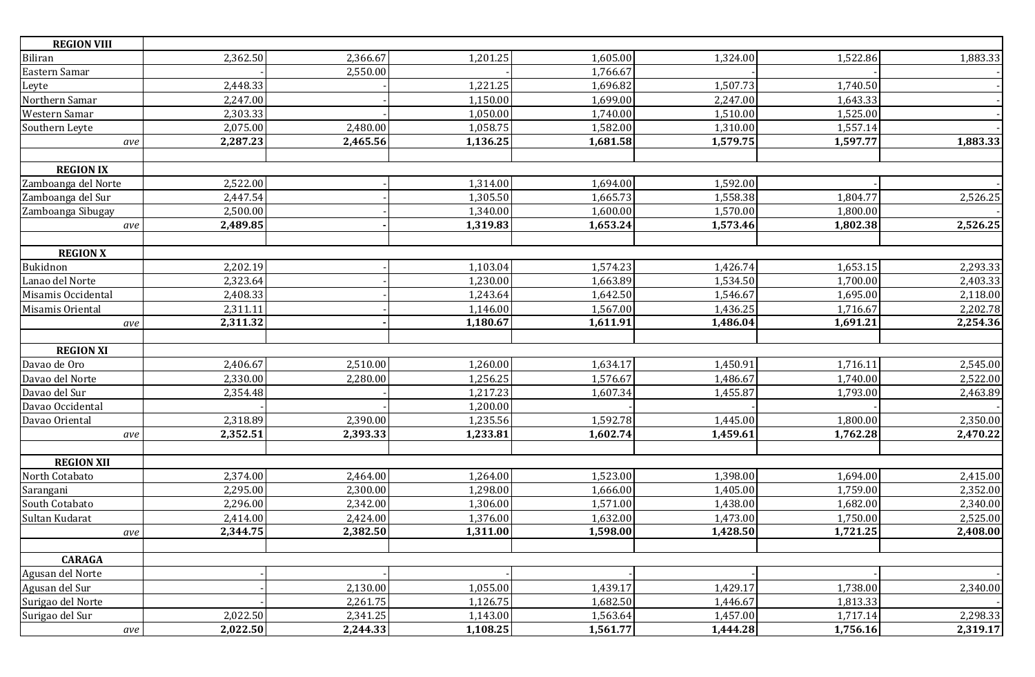| **REGION VIII** | | | | | | | |
|---|---|---|---|---|---|---|---|
| Biliran | 2,362.50 | 2,366.67 | 1,201.25 | 1,605.00 | 1,324.00 | 1,522.86 | 1,883.33 |
| Eastern Samar | - | 2,550.00 | - | 1,766.67 | - | - | - |
| Leyte | 2,448.33 | - | 1,221.25 | 1,696.82 | 1,507.73 | 1,740.50 | - |
| Northern Samar | 2,247.00 | - | 1,150.00 | 1,699.00 | 2,247.00 | 1,643.33 | - |
| Western Samar | 2,303.33 | - | 1,050.00 | 1,740.00 | 1,510.00 | 1,525.00 | - |
| Southern Leyte | 2,075.00 | 2,480.00 | 1,058.75 | 1,582.00 | 1,310.00 | 1,557.14 | - |
| *ave* | **2,287.23** | **2,465.56** | **1,136.25** | **1,681.58** | **1,579.75** | **1,597.77** | **1,883.33** |
| | | | | | | | |
| **REGION IX** | | | | | | | |
| Zamboanga del Norte | 2,522.00 | - | 1,314.00 | 1,694.00 | 1,592.00 | - | - |
| Zamboanga del Sur | 2,447.54 | - | 1,305.50 | 1,665.73 | 1,558.38 | 1,804.77 | 2,526.25 |
| Zamboanga Sibugay | 2,500.00 | - | 1,340.00 | 1,600.00 | 1,570.00 | 1,800.00 | - |
| *ave* | **2,489.85** | **-** | **1,319.83** | **1,653.24** | **1,573.46** | **1,802.38** | **2,526.25** |
| | | | | | | | |
| **REGION X** | | | | | | | |
| Bukidnon | 2,202.19 | - | 1,103.04 | 1,574.23 | 1,426.74 | 1,653.15 | 2,293.33 |
| Lanao del Norte | 2,323.64 | - | 1,230.00 | 1,663.89 | 1,534.50 | 1,700.00 | 2,403.33 |
| Misamis Occidental | 2,408.33 | - | 1,243.64 | 1,642.50 | 1,546.67 | 1,695.00 | 2,118.00 |
| Misamis Oriental | 2,311.11 | - | 1,146.00 | 1,567.00 | 1,436.25 | 1,716.67 | 2,202.78 |
| *ave* | **2,311.32** | **-** | **1,180.67** | **1,611.91** | **1,486.04** | **1,691.21** | **2,254.36** |
| | | | | | | | |
| **REGION XI** | | | | | | | |
| Davao de Oro | 2,406.67 | 2,510.00 | 1,260.00 | 1,634.17 | 1,450.91 | 1,716.11 | 2,545.00 |
| Davao del Norte | 2,330.00 | 2,280.00 | 1,256.25 | 1,576.67 | 1,486.67 | 1,740.00 | 2,522.00 |
| Davao del Sur | 2,354.48 | - | 1,217.23 | 1,607.34 | 1,455.87 | 1,793.00 | 2,463.89 |
| Davao Occidental | - | - | 1,200.00 | - | - | - | - |
| Davao Oriental | 2,318.89 | 2,390.00 | 1,235.56 | 1,592.78 | 1,445.00 | 1,800.00 | 2,350.00 |
| *ave* | **2,352.51** | **2,393.33** | **1,233.81** | **1,602.74** | **1,459.61** | **1,762.28** | **2,470.22** |
| | | | | | | | |
| **REGION XII** | | | | | | | |
| North Cotabato | 2,374.00 | 2,464.00 | 1,264.00 | 1,523.00 | 1,398.00 | 1,694.00 | 2,415.00 |
| Sarangani | 2,295.00 | 2,300.00 | 1,298.00 | 1,666.00 | 1,405.00 | 1,759.00 | 2,352.00 |
| South Cotabato | 2,296.00 | 2,342.00 | 1,306.00 | 1,571.00 | 1,438.00 | 1,682.00 | 2,340.00 |
| Sultan Kudarat | 2,414.00 | 2,424.00 | 1,376.00 | 1,632.00 | 1,473.00 | 1,750.00 | 2,525.00 |
| *ave* | **2,344.75** | **2,382.50** | **1,311.00** | **1,598.00** | **1,428.50** | **1,721.25** | **2,408.00** |
| | | | | | | | |
| **CARAGA** | | | | | | | |
| Agusan del Norte | - | - | - | - | - | - | - |
| Agusan del Sur | - | 2,130.00 | 1,055.00 | 1,439.17 | 1,429.17 | 1,738.00 | 2,340.00 |
| Surigao del Norte | - | 2,261.75 | 1,126.75 | 1,682.50 | 1,446.67 | 1,813.33 | - |
| Surigao del Sur | 2,022.50 | 2,341.25 | 1,143.00 | 1,563.64 | 1,457.00 | 1,717.14 | 2,298.33 |
| *ave* | **2,022.50** | **2,244.33** | **1,108.25** | **1,561.77** | **1,444.28** | **1,756.16** | **2,319.17** |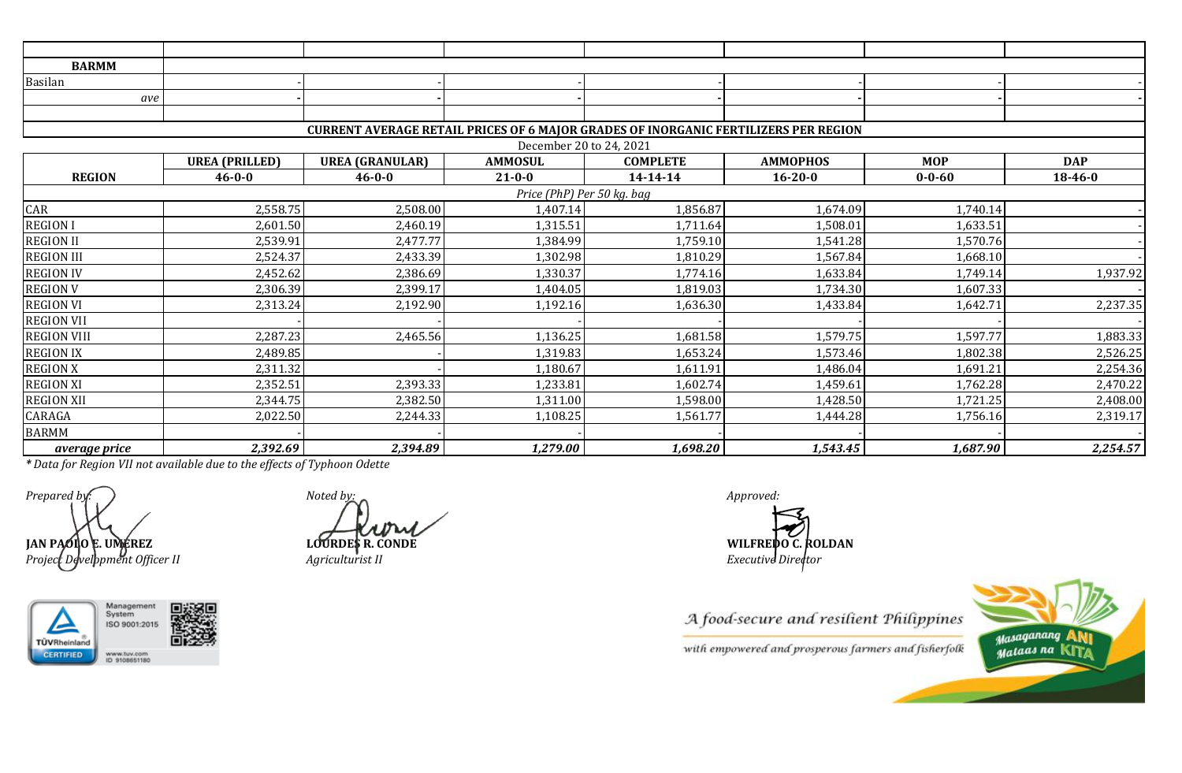| | | | | | | | |
|---|---|---|---|---|---|---|---|
| **BARMM** | | | | | | | |
| Basilan | - | - | - | - | - | - | - |
| *ave* | - | - | - | - | - | - | - |

**CURRENT AVERAGE RETAIL PRICES OF 6 MAJOR GRADES OF INORGANIC FERTILIZERS PER REGION**

December 20 to 24, 2021

| | UREA (PRILLED) | UREA (GRANULAR) | AMMOSUL | COMPLETE | AMMOPHOS | MOP | DAP |
|---|---|---|---|---|---|---|---|
| **REGION** | **46-0-0** | **46-0-0** | **21-0-0** | **14-14-14** | **16-20-0** | **0-0-60** | **18-46-0** |
| | | | *Price (PhP) Per 50 kg. bag* | | | | |
| CAR | 2,558.75 | 2,508.00 | 1,407.14 | 1,856.87 | 1,674.09 | 1,740.14 | - |
| REGION I | 2,601.50 | 2,460.19 | 1,315.51 | 1,711.64 | 1,508.01 | 1,633.51 | - |
| REGION II | 2,539.91 | 2,477.77 | 1,384.99 | 1,759.10 | 1,541.28 | 1,570.76 | - |
| REGION III | 2,524.37 | 2,433.39 | 1,302.98 | 1,810.29 | 1,567.84 | 1,668.10 | - |
| REGION IV | 2,452.62 | 2,386.69 | 1,330.37 | 1,774.16 | 1,633.84 | 1,749.14 | 1,937.92 |
| REGION V | 2,306.39 | 2,399.17 | 1,404.05 | 1,819.03 | 1,734.30 | 1,607.33 | - |
| REGION VI | 2,313.24 | 2,192.90 | 1,192.16 | 1,636.30 | 1,433.84 | 1,642.71 | 2,237.35 |
| REGION VII | - | - | - | - | - | - | - |
| REGION VIII | 2,287.23 | 2,465.56 | 1,136.25 | 1,681.58 | 1,579.75 | 1,597.77 | 1,883.33 |
| REGION IX | 2,489.85 | - | 1,319.83 | 1,653.24 | 1,573.46 | 1,802.38 | 2,526.25 |
| REGION X | 2,311.32 | - | 1,180.67 | 1,611.91 | 1,486.04 | 1,691.21 | 2,254.36 |
| REGION XI | 2,352.51 | 2,393.33 | 1,233.81 | 1,602.74 | 1,459.61 | 1,762.28 | 2,470.22 |
| REGION XII | 2,344.75 | 2,382.50 | 1,311.00 | 1,598.00 | 1,428.50 | 1,721.25 | 2,408.00 |
| CARAGA | 2,022.50 | 2,244.33 | 1,108.25 | 1,561.77 | 1,444.28 | 1,756.16 | 2,319.17 |
| BARMM | - | - | - | - | - | - | - |
| ***average price*** | ***2,392.69*** | ***2,394.89*** | ***1,279.00*** | ***1,698.20*** | ***1,543.45*** | ***1,687.90*** | ***2,254.57*** |

*\* Data for Region VII not available due to the effects of Typhoon Odette*

*Prepared by:*

**JAN PAOLO E. UMEREZ**
*Project Development Officer II*

*Noted by:*

**LOURDES R. CONDE**
*Agriculturist II*

*Approved:*

**WILFREDO C. ROLDAN**
*Executive Director*

Management System ISO 9001:2015
TÜVRheinland CERTIFIED
www.tuv.com ID 9108651180

*A food-secure and resilient Philippines with empowered and prosperous farmers and fisherfolk*

Masaganang ANI Mataas na KITA